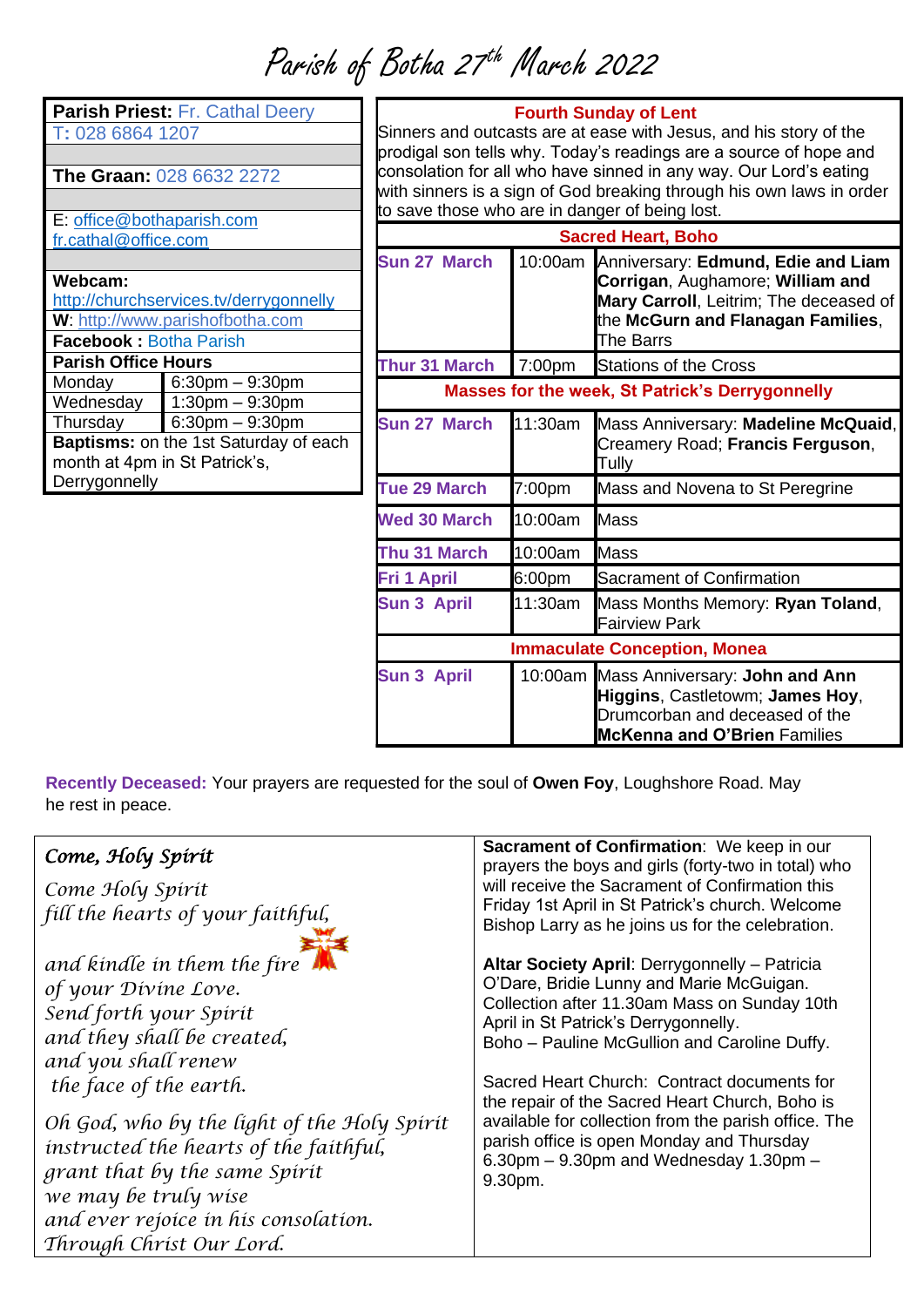# Parish of Botha 27th March 2022

| **Parish Priest:** Fr. Cathal Deery | |
|---|---|
| T: 028 6864 1207 | |
| **The Graan:** 028 6632 2272 | |
| E: office@bothaparish.com fr.cathal@office.com | |
| **Webcam:** http://churchservices.tv/derrygonnelly | |
| **W**: http://www.parishofbotha.com | |
| **Facebook :** Botha Parish | |
| **Parish Office Hours** | |
| Monday | 6:30pm – 9:30pm |
| Wednesday | 1:30pm – 9:30pm |
| Thursday | 6:30pm – 9:30pm |
| **Baptisms:** on the 1st Saturday of each month at 4pm in St Patrick's, Derrygonnelly | |

**Fourth Sunday of Lent**

Sinners and outcasts are at ease with Jesus, and his story of the prodigal son tells why. Today's readings are a source of hope and consolation for all who have sinned in any way. Our Lord's eating with sinners is a sign of God breaking through his own laws in order to save those who are in danger of being lost.

| **Sacred Heart, Boho** | | |
|---|---|---|
| **Sun 27 March** | 10:00am | Anniversary: **Edmund, Edie and Liam Corrigan**, Aughamore; **William and Mary Carroll**, Leitrim; The deceased of the **McGurn and Flanagan Families**, The Barrs |
| **Thur 31 March** | 7:00pm | Stations of the Cross |
| **Masses for the week, St Patrick's Derrygonnelly** | | |
| **Sun 27 March** | 11:30am | Mass Anniversary: **Madeline McQuaid**, Creamery Road; **Francis Ferguson**, Tully |
| **Tue 29 March** | 7:00pm | Mass and Novena to St Peregrine |
| **Wed 30 March** | 10:00am | Mass |
| **Thu 31 March** | 10:00am | Mass |
| **Fri 1 April** | 6:00pm | Sacrament of Confirmation |
| **Sun 3 April** | 11:30am | Mass Months Memory: **Ryan Toland**, Fairview Park |
| **Immaculate Conception, Monea** | | |
| **Sun 3 April** | 10:00am | Mass Anniversary: **John and Ann Higgins**, Castletowm; **James Hoy**, Drumcorban and deceased of the **McKenna and O'Brien** Families |

**Recently Deceased:** Your prayers are requested for the soul of **Owen Foy**, Loughshore Road. May he rest in peace.

*Come, Holy Spirit*

*Come Holy Spirit*
*fill the hearts of your faithful,*
*and kindle in them the fire*
*of your Divine Love.*
*Send forth your Spirit*
*and they shall be created,*
*and you shall renew*
*the face of the earth.*

*Oh God, who by the light of the Holy Spirit*
*instructed the hearts of the faithful,*
*grant that by the same Spirit*
*we may be truly wise*
*and ever rejoice in his consolation.*
*Through Christ Our Lord.*

**Sacrament of Confirmation**: We keep in our prayers the boys and girls (forty-two in total) who will receive the Sacrament of Confirmation this Friday 1st April in St Patrick's church. Welcome Bishop Larry as he joins us for the celebration.

**Altar Society April**: Derrygonnelly – Patricia O'Dare, Bridie Lunny and Marie McGuigan. Collection after 11.30am Mass on Sunday 10th April in St Patrick's Derrygonnelly.
Boho – Pauline McGullion and Caroline Duffy.

Sacred Heart Church: Contract documents for the repair of the Sacred Heart Church, Boho is available for collection from the parish office. The parish office is open Monday and Thursday 6.30pm – 9.30pm and Wednesday 1.30pm – 9.30pm.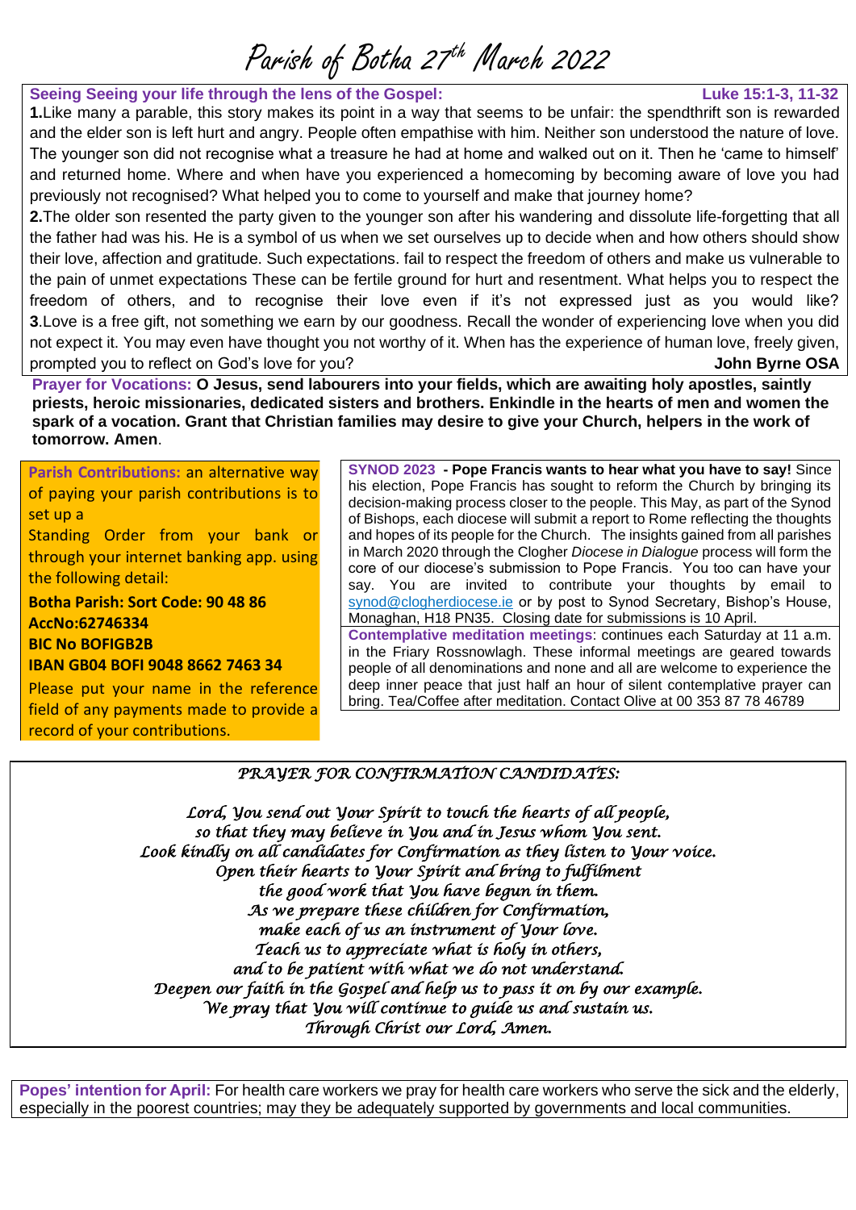# Parish of Botha 27th March 2022

**Seeing Seeing your life through the lens of the Gospel:** **Luke 15:1-3, 11-32**

**1.**Like many a parable, this story makes its point in a way that seems to be unfair: the spendthrift son is rewarded and the elder son is left hurt and angry. People often empathise with him. Neither son understood the nature of love. The younger son did not recognise what a treasure he had at home and walked out on it. Then he 'came to himself' and returned home. Where and when have you experienced a homecoming by becoming aware of love you had previously not recognised? What helped you to come to yourself and make that journey home?

**2.**The older son resented the party given to the younger son after his wandering and dissolute life-forgetting that all the father had was his. He is a symbol of us when we set ourselves up to decide when and how others should show their love, affection and gratitude. Such expectations. fail to respect the freedom of others and make us vulnerable to the pain of unmet expectations These can be fertile ground for hurt and resentment. What helps you to respect the freedom of others, and to recognise their love even if it's not expressed just as you would like?

**3**.Love is a free gift, not something we earn by our goodness. Recall the wonder of experiencing love when you did not expect it. You may even have thought you not worthy of it. When has the experience of human love, freely given, prompted you to reflect on God's love for you? **John Byrne OSA**

**Prayer for Vocations: O Jesus, send labourers into your fields, which are awaiting holy apostles, saintly priests, heroic missionaries, dedicated sisters and brothers. Enkindle in the hearts of men and women the spark of a vocation. Grant that Christian families may desire to give your Church, helpers in the work of tomorrow. Amen**.

**Parish Contributions:** an alternative way of paying your parish contributions is to set up a Standing Order from your bank or through your internet banking app. using the following detail:

**Botha Parish: Sort Code: 90 48 86**
**AccNo:62746334**
**BIC No BOFIGB2B**
**IBAN GB04 BOFI 9048 8662 7463 34**

Please put your name in the reference field of any payments made to provide a record of your contributions.

**SYNOD 2023 - Pope Francis wants to hear what you have to say!** Since his election, Pope Francis has sought to reform the Church by bringing its decision-making process closer to the people. This May, as part of the Synod of Bishops, each diocese will submit a report to Rome reflecting the thoughts and hopes of its people for the Church. The insights gained from all parishes in March 2020 through the Clogher *Diocese in Dialogue* process will form the core of our diocese's submission to Pope Francis. You too can have your say. You are invited to contribute your thoughts by email to synod@clogherdiocese.ie or by post to Synod Secretary, Bishop's House, Monaghan, H18 PN35. Closing date for submissions is 10 April.

**Contemplative meditation meetings**: continues each Saturday at 11 a.m. in the Friary Rossnowlagh. These informal meetings are geared towards people of all denominations and none and all are welcome to experience the deep inner peace that just half an hour of silent contemplative prayer can bring. Tea/Coffee after meditation. Contact Olive at 00 353 87 78 46789

*PRAYER FOR CONFIRMATION CANDIDATES:*

*Lord, You send out Your Spirit to touch the hearts of all people,*
*so that they may believe in You and in Jesus whom You sent.*
*Look kindly on all candidates for Confirmation as they listen to Your voice.*
*Open their hearts to Your Spirit and bring to fulfilment*
*the good work that You have begun in them.*
*As we prepare these children for Confirmation,*
*make each of us an instrument of Your love.*
*Teach us to appreciate what is holy in others,*
*and to be patient with what we do not understand.*
*Deepen our faith in the Gospel and help us to pass it on by our example.*
*We pray that You will continue to guide us and sustain us.*
*Through Christ our Lord, Amen.*

**Popes' intention for April:** For health care workers we pray for health care workers who serve the sick and the elderly, especially in the poorest countries; may they be adequately supported by governments and local communities.